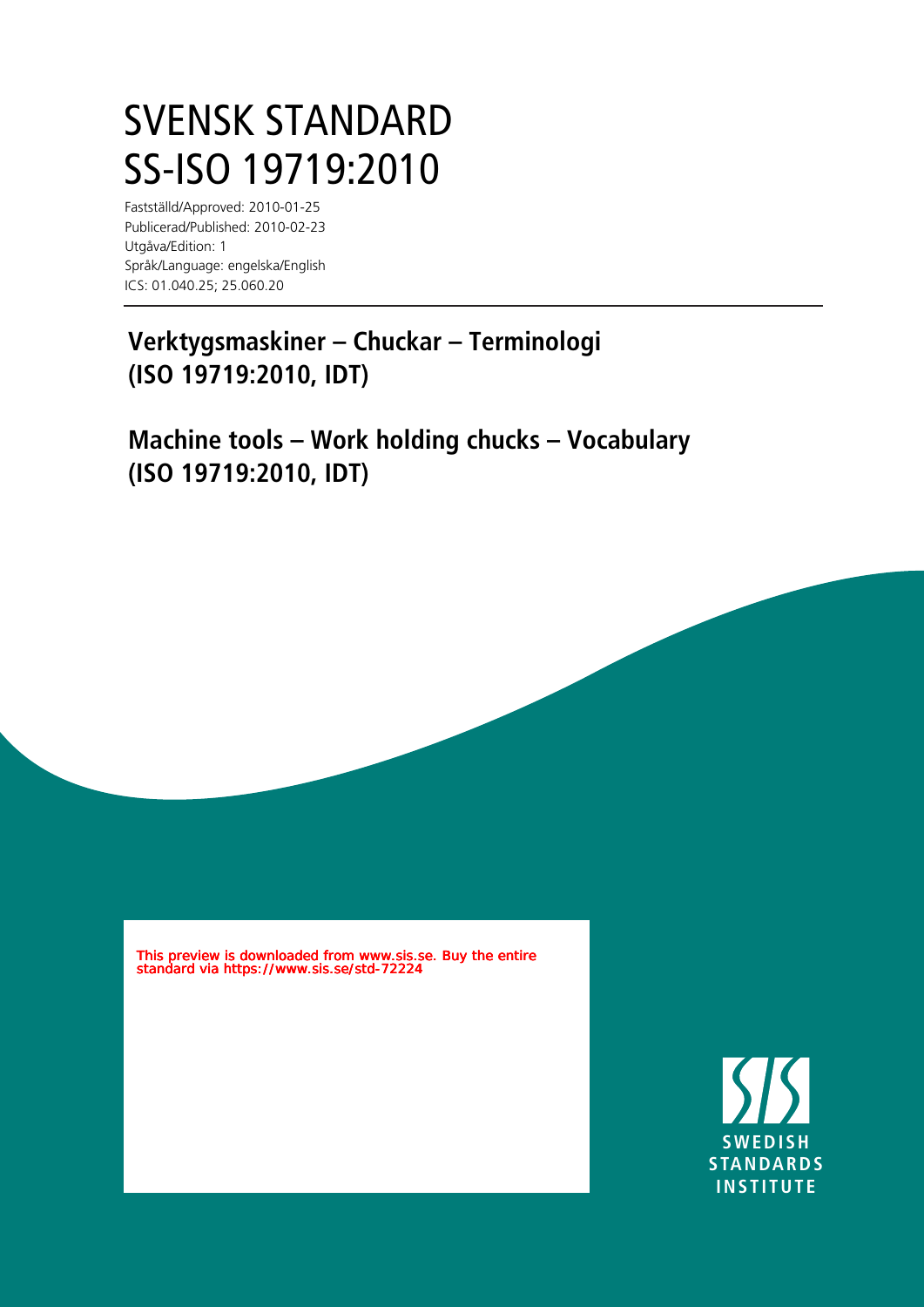# SVENSK STANDARD
# SS-ISO 19719:2010

Fastställd/Approved: 2010-01-25
Publicerad/Published: 2010-02-23
Utgåva/Edition: 1
Språk/Language: engelska/English
ICS: 01.040.25; 25.060.20

## Verktygsmaskiner – Chuckar – Terminologi (ISO 19719:2010, IDT)

## Machine tools – Work holding chucks – Vocabulary (ISO 19719:2010, IDT)

This preview is downloaded from www.sis.se. Buy the entire standard via https://www.sis.se/std-72224

SWEDISH STANDARDS INSTITUTE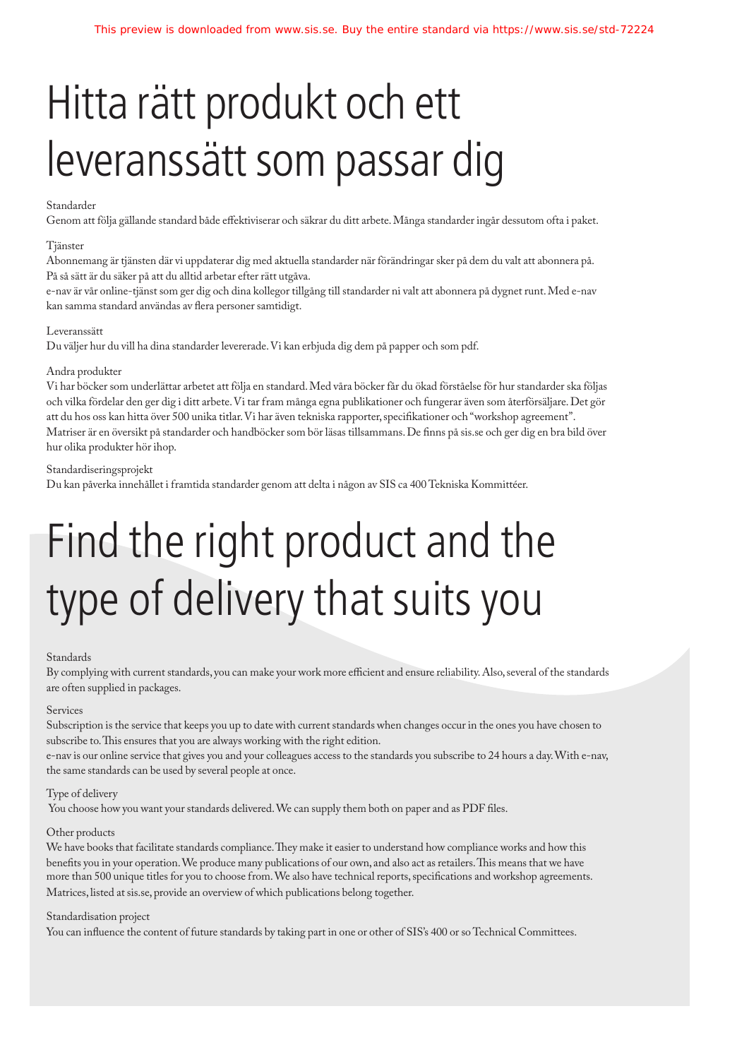# Hitta rätt produkt och ett leveranssätt som passar dig

Standarder
Genom att följa gällande standard både effektiviserar och säkrar du ditt arbete. Många standarder ingår dessutom ofta i paket.

Tjänster
Abonnemang är tjänsten där vi uppdaterar dig med aktuella standarder när förändringar sker på dem du valt att abonnera på. På så sätt är du säker på att du alltid arbetar efter rätt utgåva.
e-nav är vår online-tjänst som ger dig och dina kollegor tillgång till standarder ni valt att abonnera på dygnet runt. Med e-nav kan samma standard användas av flera personer samtidigt.

Leveranssätt
Du väljer hur du vill ha dina standarder levererade. Vi kan erbjuda dig dem på papper och som pdf.

Andra produkter
Vi har böcker som underlättar arbetet att följa en standard. Med våra böcker får du ökad förståelse för hur standarder ska följas och vilka fördelar den ger dig i ditt arbete. Vi tar fram många egna publikationer och fungerar även som återförsäljare. Det gör att du hos oss kan hitta över 500 unika titlar. Vi har även tekniska rapporter, specifikationer och "workshop agreement". Matriser är en översikt på standarder och handböcker som bör läsas tillsammans. De finns på sis.se och ger dig en bra bild över hur olika produkter hör ihop.

Standardiseringsprojekt
Du kan påverka innehållet i framtida standarder genom att delta i någon av SIS ca 400 Tekniska Kommittéer.

# Find the right product and the type of delivery that suits you

Standards
By complying with current standards, you can make your work more efficient and ensure reliability. Also, several of the standards are often supplied in packages.

Services
Subscription is the service that keeps you up to date with current standards when changes occur in the ones you have chosen to subscribe to. This ensures that you are always working with the right edition.
e-nav is our online service that gives you and your colleagues access to the standards you subscribe to 24 hours a day. With e-nav, the same standards can be used by several people at once.

Type of delivery
You choose how you want your standards delivered. We can supply them both on paper and as PDF files.

Other products
We have books that facilitate standards compliance. They make it easier to understand how compliance works and how this benefits you in your operation. We produce many publications of our own, and also act as retailers. This means that we have more than 500 unique titles for you to choose from. We also have technical reports, specifications and workshop agreements. Matrices, listed at sis.se, provide an overview of which publications belong together.

Standardisation project
You can influence the content of future standards by taking part in one or other of SIS's 400 or so Technical Committees.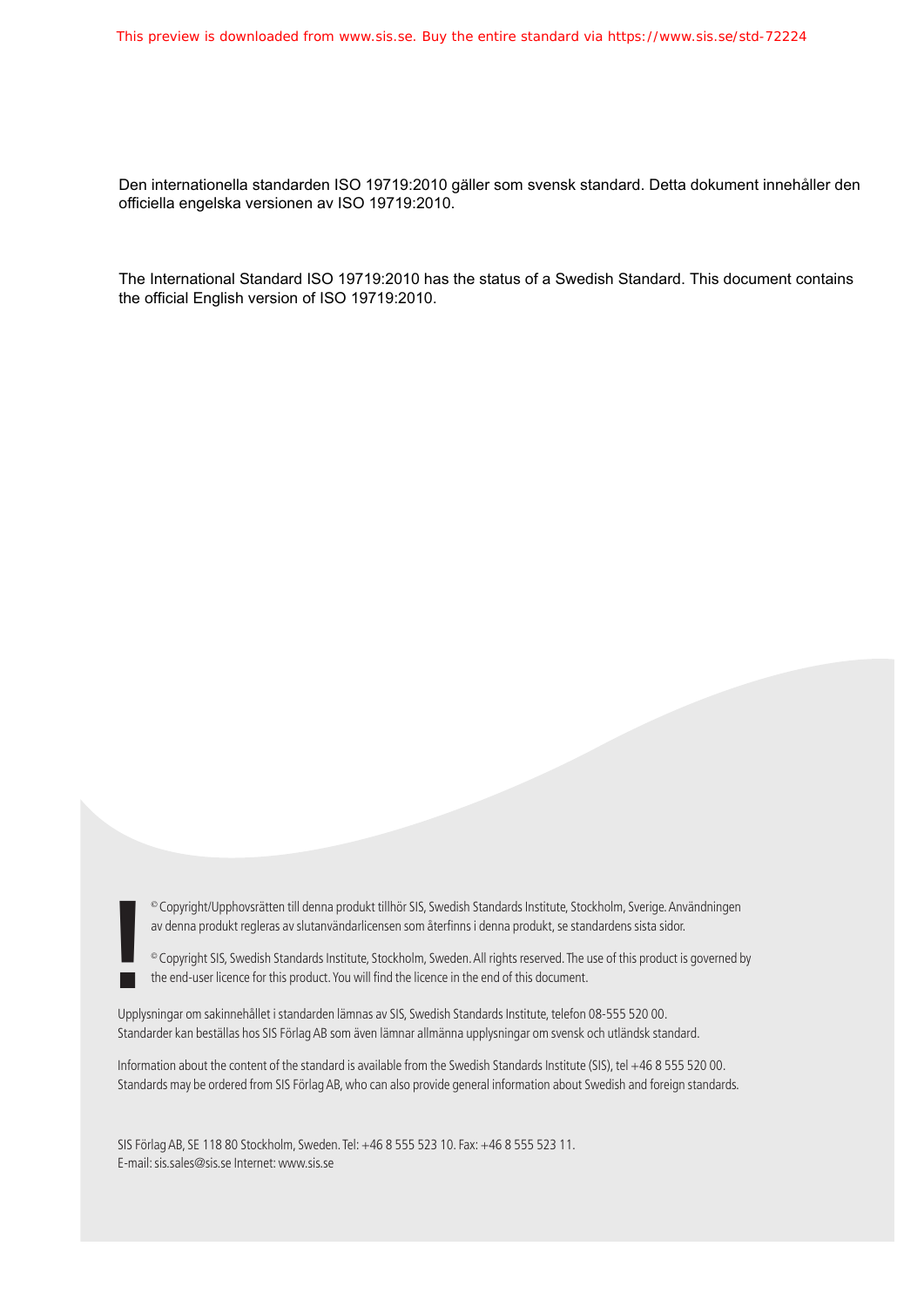This preview is downloaded from www.sis.se. Buy the entire standard via https://www.sis.se/std-72224

Den internationella standarden ISO 19719:2010 gäller som svensk standard. Detta dokument innehåller den officiella engelska versionen av ISO 19719:2010.

The International Standard ISO 19719:2010 has the status of a Swedish Standard. This document contains the official English version of ISO 19719:2010.

© Copyright/Upphovsrätten till denna produkt tillhör SIS, Swedish Standards Institute, Stockholm, Sverige. Användningen av denna produkt regleras av slutanvändarlicensen som återfinns i denna produkt, se standardens sista sidor.

© Copyright SIS, Swedish Standards Institute, Stockholm, Sweden. All rights reserved. The use of this product is governed by the end-user licence for this product. You will find the licence in the end of this document.

Upplysningar om sakinnehållet i standarden lämnas av SIS, Swedish Standards Institute, telefon 08-555 520 00.
Standarder kan beställas hos SIS Förlag AB som även lämnar allmänna upplysningar om svensk och utländsk standard.

Information about the content of the standard is available from the Swedish Standards Institute (SIS), tel +46 8 555 520 00.
Standards may be ordered from SIS Förlag AB, who can also provide general information about Swedish and foreign standards.

SIS Förlag AB, SE 118 80 Stockholm, Sweden. Tel: +46 8 555 523 10. Fax: +46 8 555 523 11.
E-mail: sis.sales@sis.se Internet: www.sis.se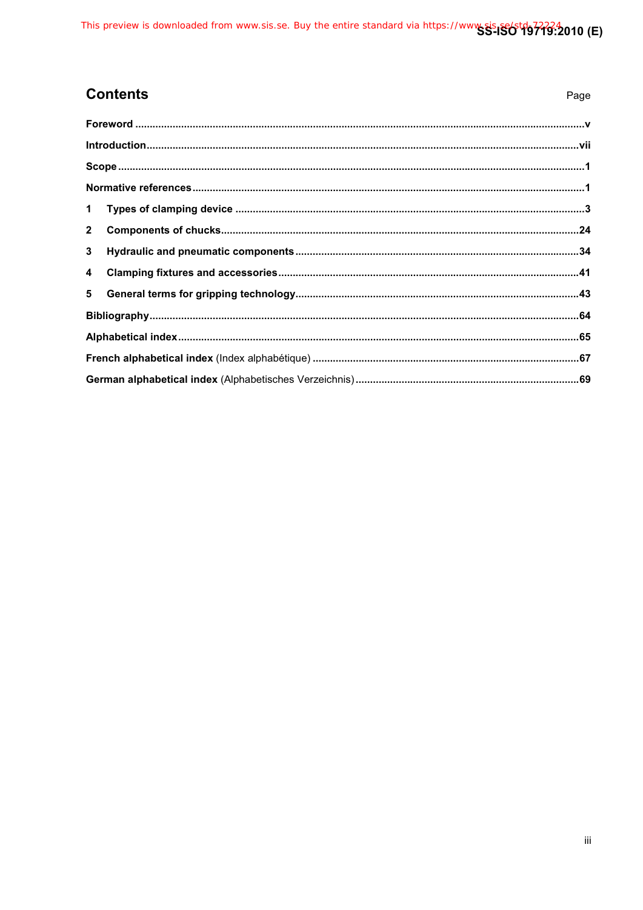## Contents

Page

**Foreword** ......... v

**Introduction** ......... vii

**Scope** ......... 1

**Normative references** ......... 1

**1 Types of clamping device** ......... 3

**2 Components of chucks** ......... 24

**3 Hydraulic and pneumatic components** ......... 34

**4 Clamping fixtures and accessories** ......... 41

**5 General terms for gripping technology** ......... 43

**Bibliography** ......... 64

**Alphabetical index** ......... 65

**French alphabetical index** (Index alphabétique) ......... 67

**German alphabetical index** (Alphabetisches Verzeichnis) ......... 69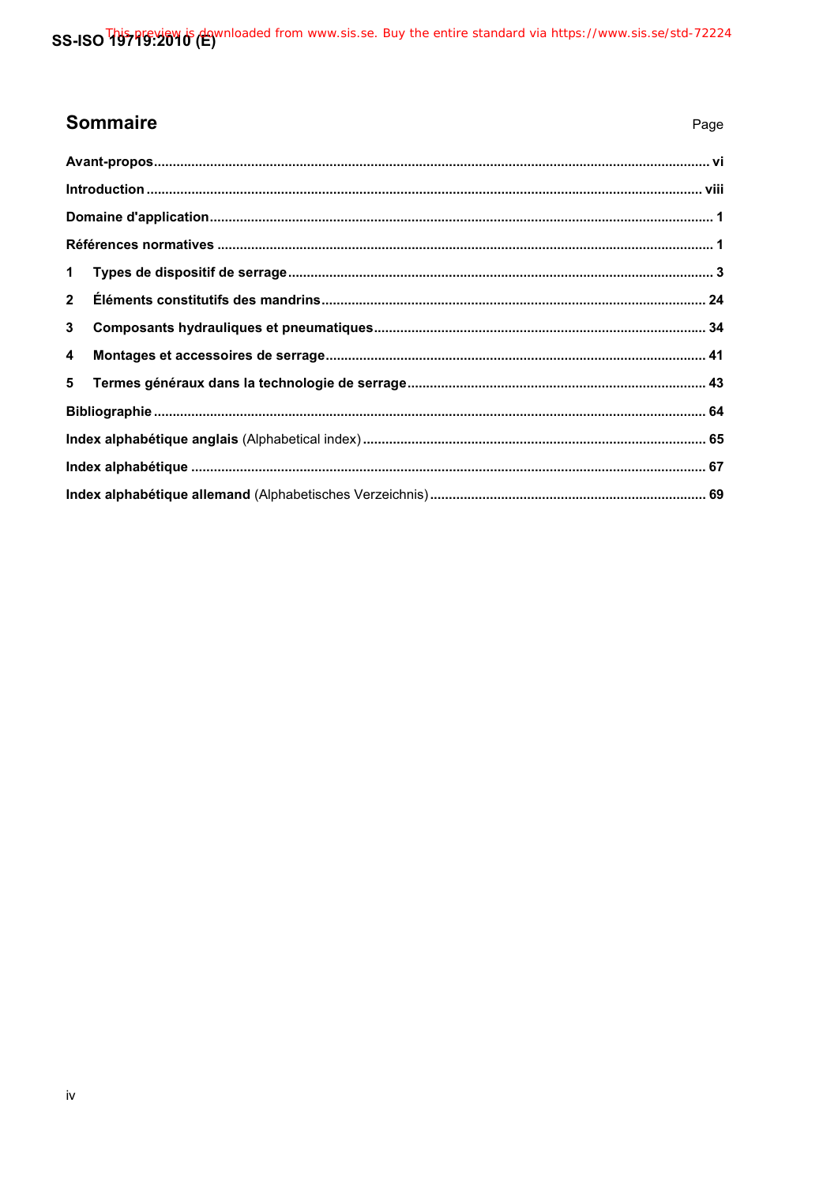## Sommaire

| | Page |
|---|---|
| **Avant-propos** | vi |
| **Introduction** | viii |
| **Domaine d'application** | 1 |
| **Références normatives** | 1 |
| **1 Types de dispositif de serrage** | 3 |
| **2 Éléments constitutifs des mandrins** | 24 |
| **3 Composants hydrauliques et pneumatiques** | 34 |
| **4 Montages et accessoires de serrage** | 41 |
| **5 Termes généraux dans la technologie de serrage** | 43 |
| **Bibliographie** | 64 |
| **Index alphabétique anglais** (Alphabetical index) | 65 |
| **Index alphabétique** | 67 |
| **Index alphabétique allemand** (Alphabetisches Verzeichnis) | 69 |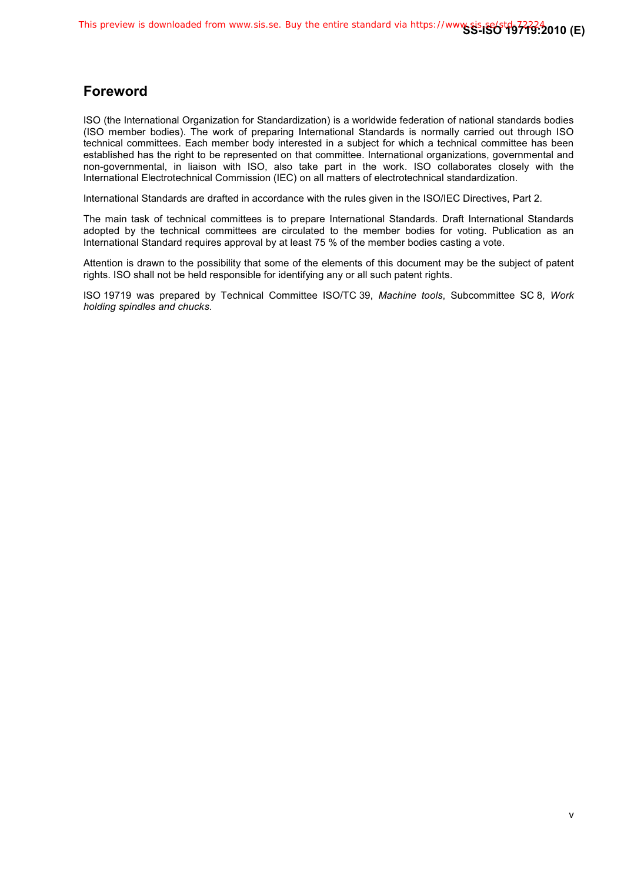## Foreword

ISO (the International Organization for Standardization) is a worldwide federation of national standards bodies (ISO member bodies). The work of preparing International Standards is normally carried out through ISO technical committees. Each member body interested in a subject for which a technical committee has been established has the right to be represented on that committee. International organizations, governmental and non-governmental, in liaison with ISO, also take part in the work. ISO collaborates closely with the International Electrotechnical Commission (IEC) on all matters of electrotechnical standardization.

International Standards are drafted in accordance with the rules given in the ISO/IEC Directives, Part 2.

The main task of technical committees is to prepare International Standards. Draft International Standards adopted by the technical committees are circulated to the member bodies for voting. Publication as an International Standard requires approval by at least 75 % of the member bodies casting a vote.

Attention is drawn to the possibility that some of the elements of this document may be the subject of patent rights. ISO shall not be held responsible for identifying any or all such patent rights.

ISO 19719 was prepared by Technical Committee ISO/TC 39, *Machine tools*, Subcommittee SC 8, *Work holding spindles and chucks*.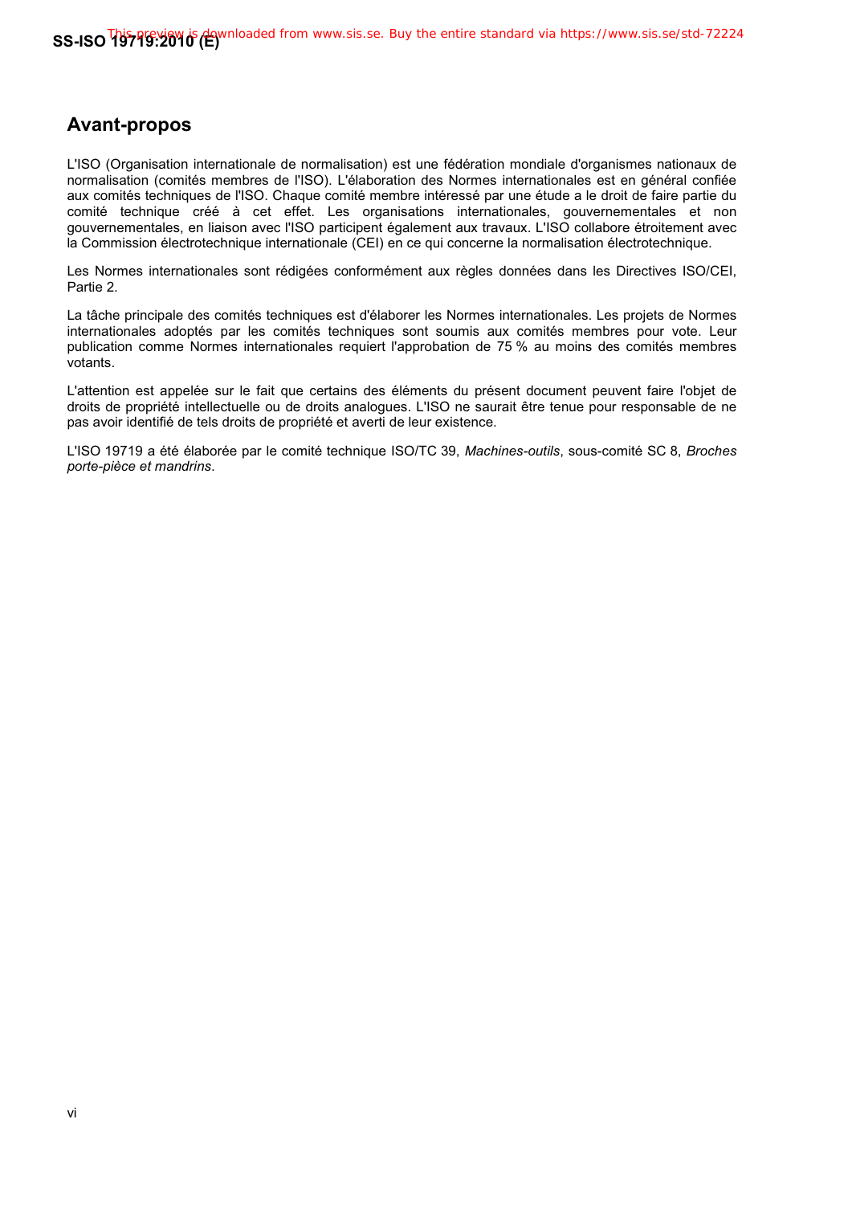## Avant-propos

L'ISO (Organisation internationale de normalisation) est une fédération mondiale d'organismes nationaux de normalisation (comités membres de l'ISO). L'élaboration des Normes internationales est en général confiée aux comités techniques de l'ISO. Chaque comité membre intéressé par une étude a le droit de faire partie du comité technique créé à cet effet. Les organisations internationales, gouvernementales et non gouvernementales, en liaison avec l'ISO participent également aux travaux. L'ISO collabore étroitement avec la Commission électrotechnique internationale (CEI) en ce qui concerne la normalisation électrotechnique.

Les Normes internationales sont rédigées conformément aux règles données dans les Directives ISO/CEI, Partie 2.

La tâche principale des comités techniques est d'élaborer les Normes internationales. Les projets de Normes internationales adoptés par les comités techniques sont soumis aux comités membres pour vote. Leur publication comme Normes internationales requiert l'approbation de 75 % au moins des comités membres votants.

L'attention est appelée sur le fait que certains des éléments du présent document peuvent faire l'objet de droits de propriété intellectuelle ou de droits analogues. L'ISO ne saurait être tenue pour responsable de ne pas avoir identifié de tels droits de propriété et averti de leur existence.

L'ISO 19719 a été élaborée par le comité technique ISO/TC 39, *Machines-outils*, sous-comité SC 8, *Broches porte-pièce et mandrins*.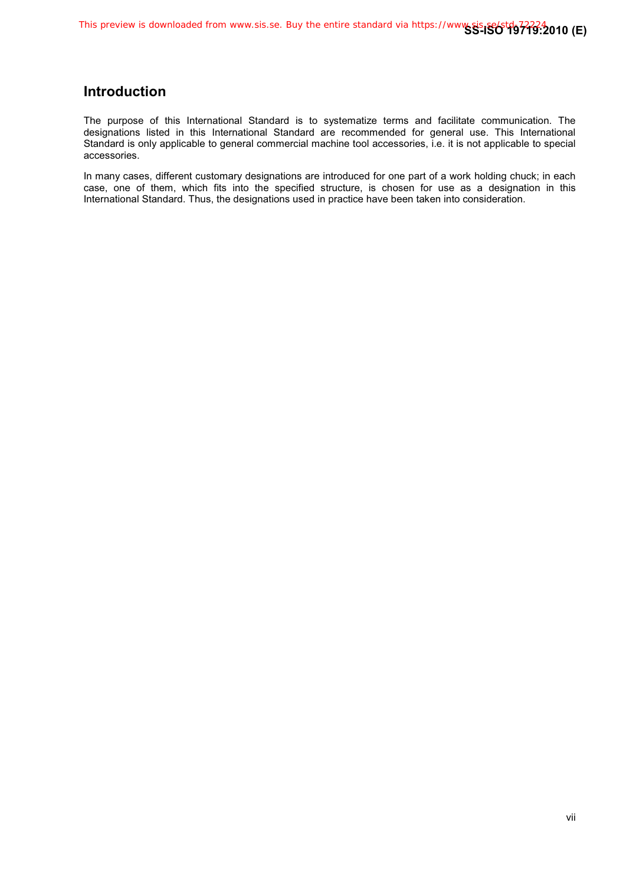## Introduction

The purpose of this International Standard is to systematize terms and facilitate communication. The designations listed in this International Standard are recommended for general use. This International Standard is only applicable to general commercial machine tool accessories, i.e. it is not applicable to special accessories.

In many cases, different customary designations are introduced for one part of a work holding chuck; in each case, one of them, which fits into the specified structure, is chosen for use as a designation in this International Standard. Thus, the designations used in practice have been taken into consideration.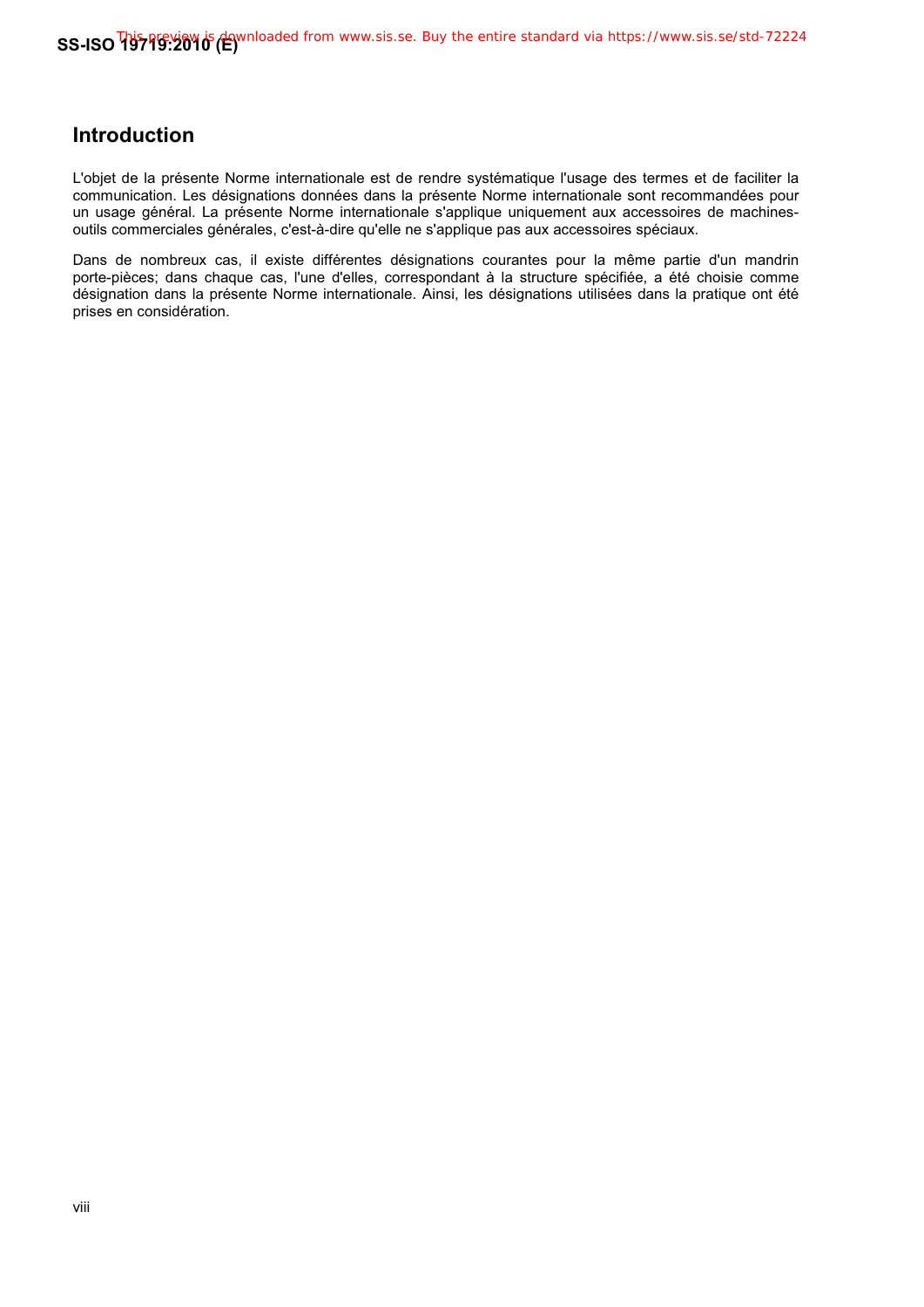## Introduction

L'objet de la présente Norme internationale est de rendre systématique l'usage des termes et de faciliter la communication. Les désignations données dans la présente Norme internationale sont recommandées pour un usage général. La présente Norme internationale s'applique uniquement aux accessoires de machines-outils commerciales générales, c'est-à-dire qu'elle ne s'applique pas aux accessoires spéciaux.

Dans de nombreux cas, il existe différentes désignations courantes pour la même partie d'un mandrin porte-pièces; dans chaque cas, l'une d'elles, correspondant à la structure spécifiée, a été choisie comme désignation dans la présente Norme internationale. Ainsi, les désignations utilisées dans la pratique ont été prises en considération.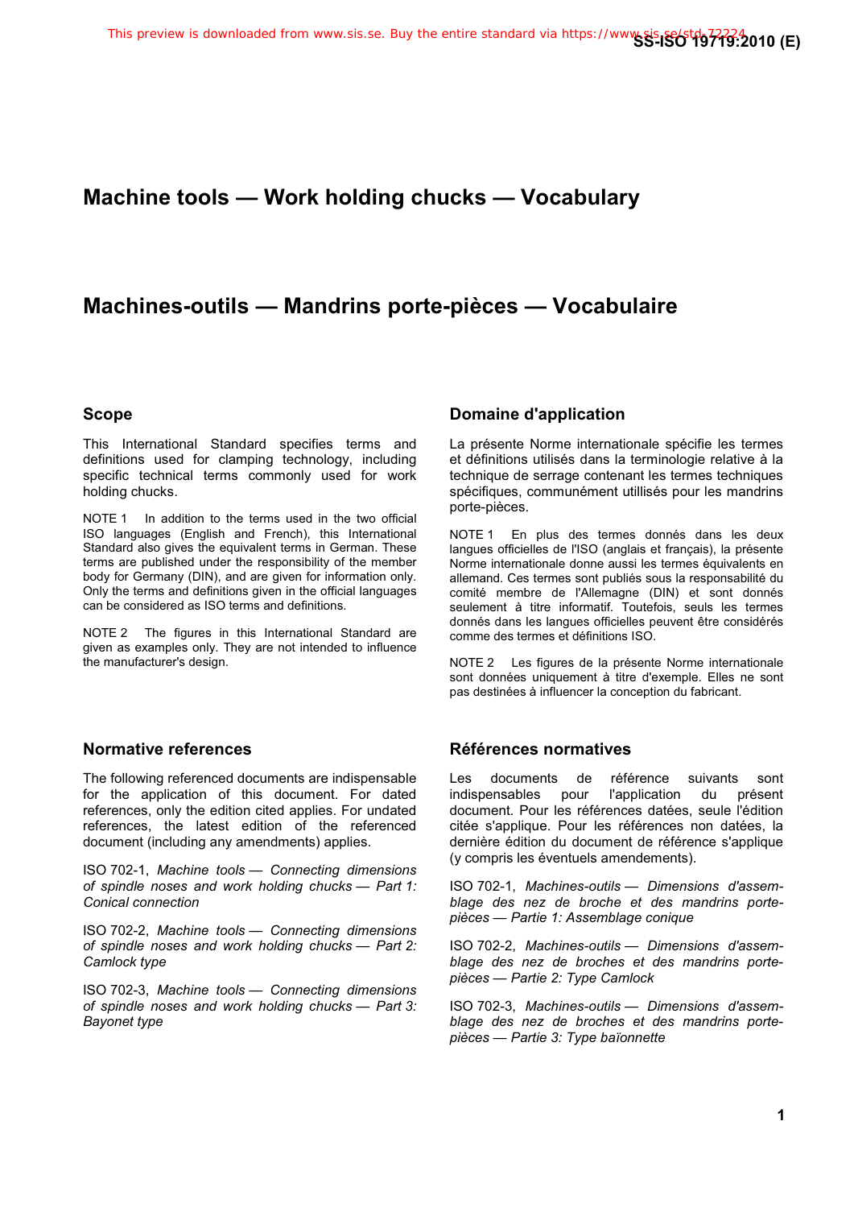# Machine tools — Work holding chucks — Vocabulary

# Machines-outils — Mandrins porte-pièces — Vocabulaire

## Scope

This International Standard specifies terms and definitions used for clamping technology, including specific technical terms commonly used for work holding chucks.

NOTE 1 In addition to the terms used in the two official ISO languages (English and French), this International Standard also gives the equivalent terms in German. These terms are published under the responsibility of the member body for Germany (DIN), and are given for information only. Only the terms and definitions given in the official languages can be considered as ISO terms and definitions.

NOTE 2 The figures in this International Standard are given as examples only. They are not intended to influence the manufacturer's design.

## Domaine d'application

La présente Norme internationale spécifie les termes et définitions utilisés dans la terminologie relative à la technique de serrage contenant les termes techniques spécifiques, communément utillisés pour les mandrins porte-pièces.

NOTE 1 En plus des termes donnés dans les deux langues officielles de l'ISO (anglais et français), la présente Norme internationale donne aussi les termes équivalents en allemand. Ces termes sont publiés sous la responsabilité du comité membre de l'Allemagne (DIN) et sont donnés seulement à titre informatif. Toutefois, seuls les termes donnés dans les langues officielles peuvent être considérés comme des termes et définitions ISO.

NOTE 2 Les figures de la présente Norme internationale sont données uniquement à titre d'exemple. Elles ne sont pas destinées à influencer la conception du fabricant.

## Normative references

The following referenced documents are indispensable for the application of this document. For dated references, only the edition cited applies. For undated references, the latest edition of the referenced document (including any amendments) applies.

ISO 702-1, *Machine tools — Connecting dimensions of spindle noses and work holding chucks — Part 1: Conical connection*

ISO 702-2, *Machine tools — Connecting dimensions of spindle noses and work holding chucks — Part 2: Camlock type*

ISO 702-3, *Machine tools — Connecting dimensions of spindle noses and work holding chucks — Part 3: Bayonet type*

## Références normatives

Les documents de référence suivants sont indispensables pour l'application du présent document. Pour les références datées, seule l'édition citée s'applique. Pour les références non datées, la dernière édition du document de référence s'applique (y compris les éventuels amendements).

ISO 702-1, *Machines-outils — Dimensions d'assemblage des nez de broche et des mandrins porte-pièces — Partie 1: Assemblage conique*

ISO 702-2, *Machines-outils — Dimensions d'assemblage des nez de broches et des mandrins porte-pièces — Partie 2: Type Camlock*

ISO 702-3, *Machines-outils — Dimensions d'assemblage des nez de broches et des mandrins porte-pièces — Partie 3: Type baïonnette*